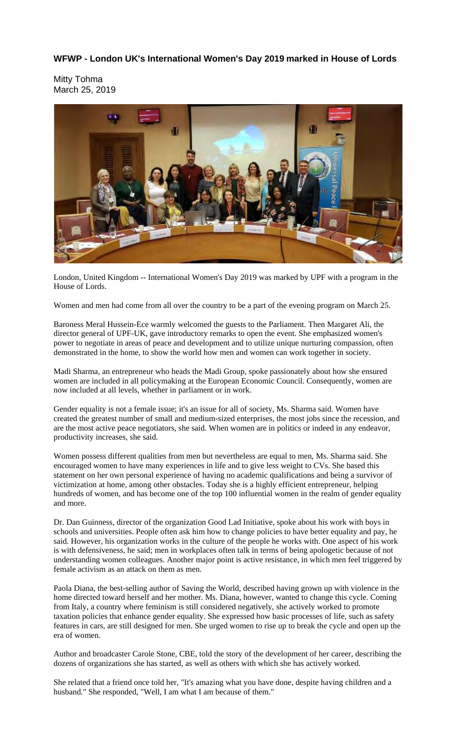## WFWP - London UK's International Women's Day 2019 marked in House of Lords

Mitty Tohma
March 25, 2019

London, United Kingdom -- International Women's Day 2019 was marked by UPF with a program in the House of Lords.

Women and men had come from all over the country to be a part of the evening program on March 25.

Baroness Meral Hussein-Ece warmly welcomed the guests to the Parliament. Then Margaret Ali, the director general of UPF-UK, gave introductory remarks to open the event. She emphasized women's power to negotiate in areas of peace and development and to utilize unique nurturing compassion, often demonstrated in the home, to show the world how men and women can work together in society.

Madi Sharma, an entrepreneur who heads the Madi Group, spoke passionately about how she ensured women are included in all policymaking at the European Economic Council. Consequently, women are now included at all levels, whether in parliament or in work.

Gender equality is not a female issue; it's an issue for all of society, Ms. Sharma said. Women have created the greatest number of small and medium-sized enterprises, the most jobs since the recession, and are the most active peace negotiators, she said. When women are in politics or indeed in any endeavor, productivity increases, she said.

Women possess different qualities from men but nevertheless are equal to men, Ms. Sharma said. She encouraged women to have many experiences in life and to give less weight to CVs. She based this statement on her own personal experience of having no academic qualifications and being a survivor of victimization at home, among other obstacles. Today she is a highly efficient entrepreneur, helping hundreds of women, and has become one of the top 100 influential women in the realm of gender equality and more.

Dr. Dan Guinness, director of the organization Good Lad Initiative, spoke about his work with boys in schools and universities. People often ask him how to change policies to have better equality and pay, he said. However, his organization works in the culture of the people he works with. One aspect of his work is with defensiveness, he said; men in workplaces often talk in terms of being apologetic because of not understanding women colleagues. Another major point is active resistance, in which men feel triggered by female activism as an attack on them as men.

Paola Diana, the best-selling author of Saving the World, described having grown up with violence in the home directed toward herself and her mother. Ms. Diana, however, wanted to change this cycle. Coming from Italy, a country where feminism is still considered negatively, she actively worked to promote taxation policies that enhance gender equality. She expressed how basic processes of life, such as safety features in cars, are still designed for men. She urged women to rise up to break the cycle and open up the era of women.

Author and broadcaster Carole Stone, CBE, told the story of the development of her career, describing the dozens of organizations she has started, as well as others with which she has actively worked.

She related that a friend once told her, "It's amazing what you have done, despite having children and a husband." She responded, "Well, I am what I am because of them."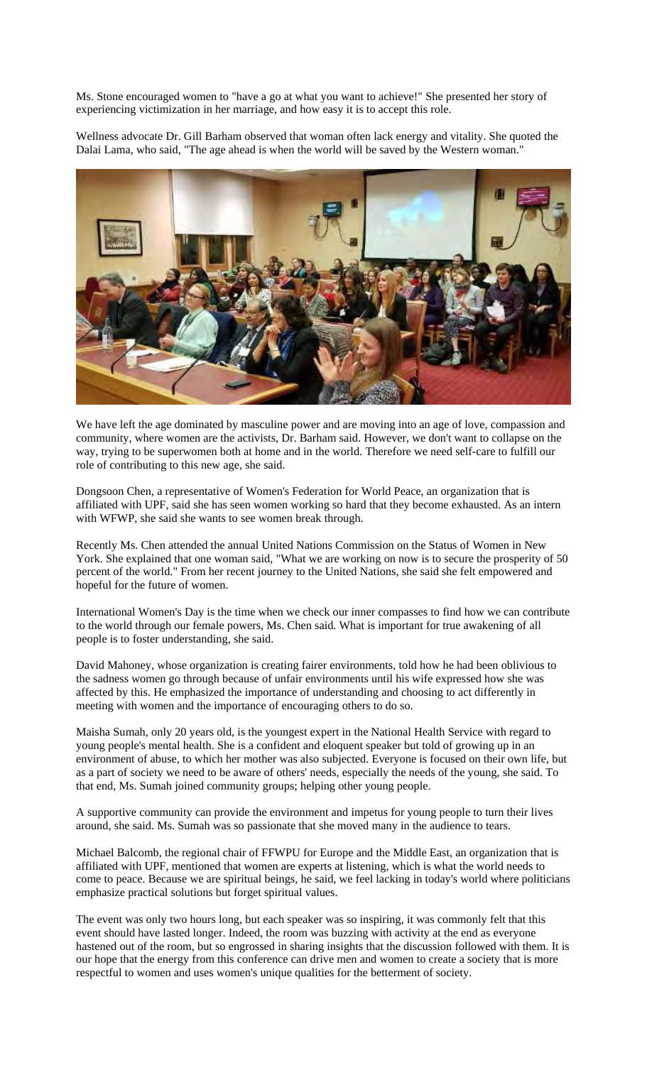Ms. Stone encouraged women to "have a go at what you want to achieve!" She presented her story of experiencing victimization in her marriage, and how easy it is to accept this role.

Wellness advocate Dr. Gill Barham observed that woman often lack energy and vitality. She quoted the Dalai Lama, who said, "The age ahead is when the world will be saved by the Western woman."

We have left the age dominated by masculine power and are moving into an age of love, compassion and community, where women are the activists, Dr. Barham said. However, we don't want to collapse on the way, trying to be superwomen both at home and in the world. Therefore we need self-care to fulfill our role of contributing to this new age, she said.

Dongsoon Chen, a representative of Women's Federation for World Peace, an organization that is affiliated with UPF, said she has seen women working so hard that they become exhausted. As an intern with WFWP, she said she wants to see women break through.

Recently Ms. Chen attended the annual United Nations Commission on the Status of Women in New York. She explained that one woman said, "What we are working on now is to secure the prosperity of 50 percent of the world." From her recent journey to the United Nations, she said she felt empowered and hopeful for the future of women.

International Women's Day is the time when we check our inner compasses to find how we can contribute to the world through our female powers, Ms. Chen said. What is important for true awakening of all people is to foster understanding, she said.

David Mahoney, whose organization is creating fairer environments, told how he had been oblivious to the sadness women go through because of unfair environments until his wife expressed how she was affected by this. He emphasized the importance of understanding and choosing to act differently in meeting with women and the importance of encouraging others to do so.

Maisha Sumah, only 20 years old, is the youngest expert in the National Health Service with regard to young people's mental health. She is a confident and eloquent speaker but told of growing up in an environment of abuse, to which her mother was also subjected. Everyone is focused on their own life, but as a part of society we need to be aware of others' needs, especially the needs of the young, she said. To that end, Ms. Sumah joined community groups; helping other young people.

A supportive community can provide the environment and impetus for young people to turn their lives around, she said. Ms. Sumah was so passionate that she moved many in the audience to tears.

Michael Balcomb, the regional chair of FFWPU for Europe and the Middle East, an organization that is affiliated with UPF, mentioned that women are experts at listening, which is what the world needs to come to peace. Because we are spiritual beings, he said, we feel lacking in today's world where politicians emphasize practical solutions but forget spiritual values.

The event was only two hours long, but each speaker was so inspiring, it was commonly felt that this event should have lasted longer. Indeed, the room was buzzing with activity at the end as everyone hastened out of the room, but so engrossed in sharing insights that the discussion followed with them. It is our hope that the energy from this conference can drive men and women to create a society that is more respectful to women and uses women's unique qualities for the betterment of society.